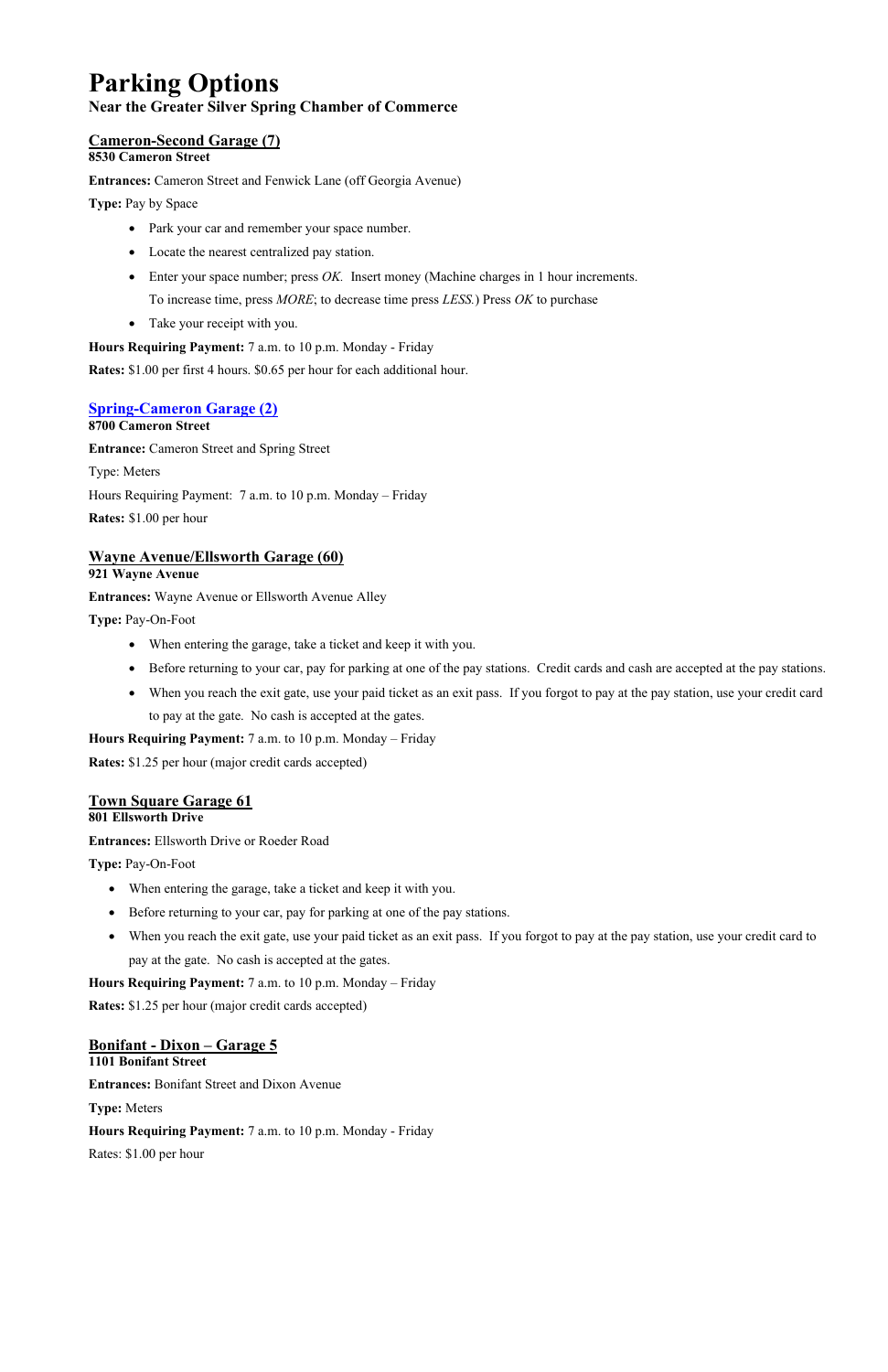# Parking Options

**Near the Greater Silver Spring Chamber of Commerce**

## Cameron-Second Garage (7)

**8530 Cameron Street**

**Entrances:** Cameron Street and Fenwick Lane (off Georgia Avenue)

**Type:** Pay by Space

- Park your car and remember your space number.
- Locate the nearest centralized pay station.
- Enter your space number; press *OK.* Insert money (Machine charges in 1 hour increments. To increase time, press *MORE*; to decrease time press *LESS.*) Press *OK* to purchase
- Take your receipt with you.

**Hours Requiring Payment:** 7 a.m. to 10 p.m. Monday - Friday

**Rates:** $1.00 per first 4 hours. $0.65 per hour for each additional hour.

## Spring-Cameron Garage (2)

**8700 Cameron Street**

**Entrance:** Cameron Street and Spring Street

Type: Meters

Hours Requiring Payment: 7 a.m. to 10 p.m. Monday – Friday

**Rates:** $1.00 per hour

## Wayne Avenue/Ellsworth Garage (60)

**921 Wayne Avenue**

**Entrances:** Wayne Avenue or Ellsworth Avenue Alley

**Type:** Pay-On-Foot

- When entering the garage, take a ticket and keep it with you.
- Before returning to your car, pay for parking at one of the pay stations. Credit cards and cash are accepted at the pay stations.
- When you reach the exit gate, use your paid ticket as an exit pass. If you forgot to pay at the pay station, use your credit card to pay at the gate. No cash is accepted at the gates.

**Hours Requiring Payment:** 7 a.m. to 10 p.m. Monday – Friday

**Rates:** $1.25 per hour (major credit cards accepted)

## Town Square Garage 61

**801 Ellsworth Drive**

**Entrances:** Ellsworth Drive or Roeder Road

**Type:** Pay-On-Foot

- When entering the garage, take a ticket and keep it with you.
- Before returning to your car, pay for parking at one of the pay stations.
- When you reach the exit gate, use your paid ticket as an exit pass. If you forgot to pay at the pay station, use your credit card to pay at the gate. No cash is accepted at the gates.

**Hours Requiring Payment:** 7 a.m. to 10 p.m. Monday – Friday

**Rates:** $1.25 per hour (major credit cards accepted)

## Bonifant - Dixon – Garage 5

**1101 Bonifant Street**

**Entrances:** Bonifant Street and Dixon Avenue

**Type:** Meters

**Hours Requiring Payment:** 7 a.m. to 10 p.m. Monday - Friday

Rates: $1.00 per hour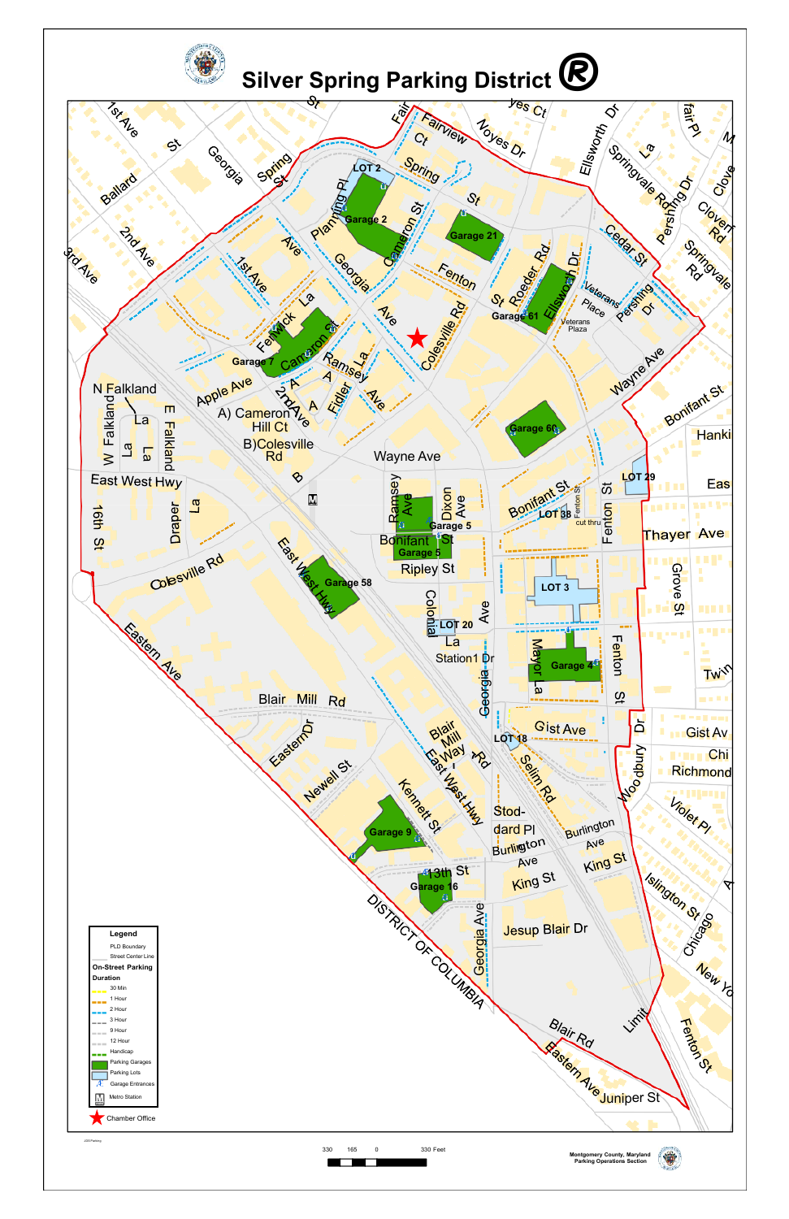# Silver Spring Parking District

St
1st Ave
St
Georgia
Spring St
Ballard
2nd Ave
3rd Ave
Fair
Fairview Ct
yes Ct
Noyes Dr
Ellsworth Dr
fair Pl
M
Springvale Rd
La
Pershing Dr
Clove
Clover Rd
Springvale Rd
Cedar St
LOT 2
Garage 2
Spring St
Planning Pl
Cameron St
Garage 21
Ave
1st Ave
Georgia
Fenton St
Roeder Rd
Ellsworth Dr
Garage 61
Veterans Place
Veterans Plaza
Pershing Dr
Wayne Ave
Fenwick La
Cameron St
Garage 7
Ramsey Ave
La
Ave
Colesville Rd
Fidler La
2nd Ave
A
A
A
N Falkland
W Falkland La
La
La
E Falkland La
Apple Ave
A) Cameron Hill Ct
B)Colesville Rd
Garage 60
Bonifant St
Hanki
B
Wayne Ave
East West Hwy
16th St
Draper La
Colesville Rd
East West Hwy
Garage 58
Ramsey Ave
Dixon Ave
Garage 5
Bonifant St
Garage 5
Ripley St
Bonifant St
LOT 38
Fenton St
cut thru
Fenton St
LOT 29
Eas
Thayer Ave
Grove St
LOT 3
Colonial La
LOT 20
Ave
Station1 Dr
Georgia
Mayor La
Garage 4
Fenton St
Twin
Eastern Ave
Blair Mill Rd
Eastern Dr
Newell St
Blair Mill Way
East West Hwy
Rd
Gist Ave
LOT 18
Selim Rd
Woodbury Dr
Gist Av
Chi
Richmond
Violet Pl
Kennett St
Garage 9
Stod-dard Pl
Burlington Ave
Burlington Ave
King St
King St
13th St
Garage 16
Georgia Ave
Jesup Blair Dr
Islington St
Chicago
A
New Yo
DISTRICT OF COLUMBIA
Blair Rd
Eastern Ave
Juniper St
Limit
Fenton St

**Legend**

PLD Boundary
Street Center Line

**On-Street Parking Duration**

30 Min
1 Hour
2 Hour
3 Hour
9 Hour
12 Hour
Handicap
Parking Garages
Parking Lots
Garage Entrances
Metro Station
Chamber Office

330 165 0 330 Feet

Montgomery County, Maryland
Parking Operations Section